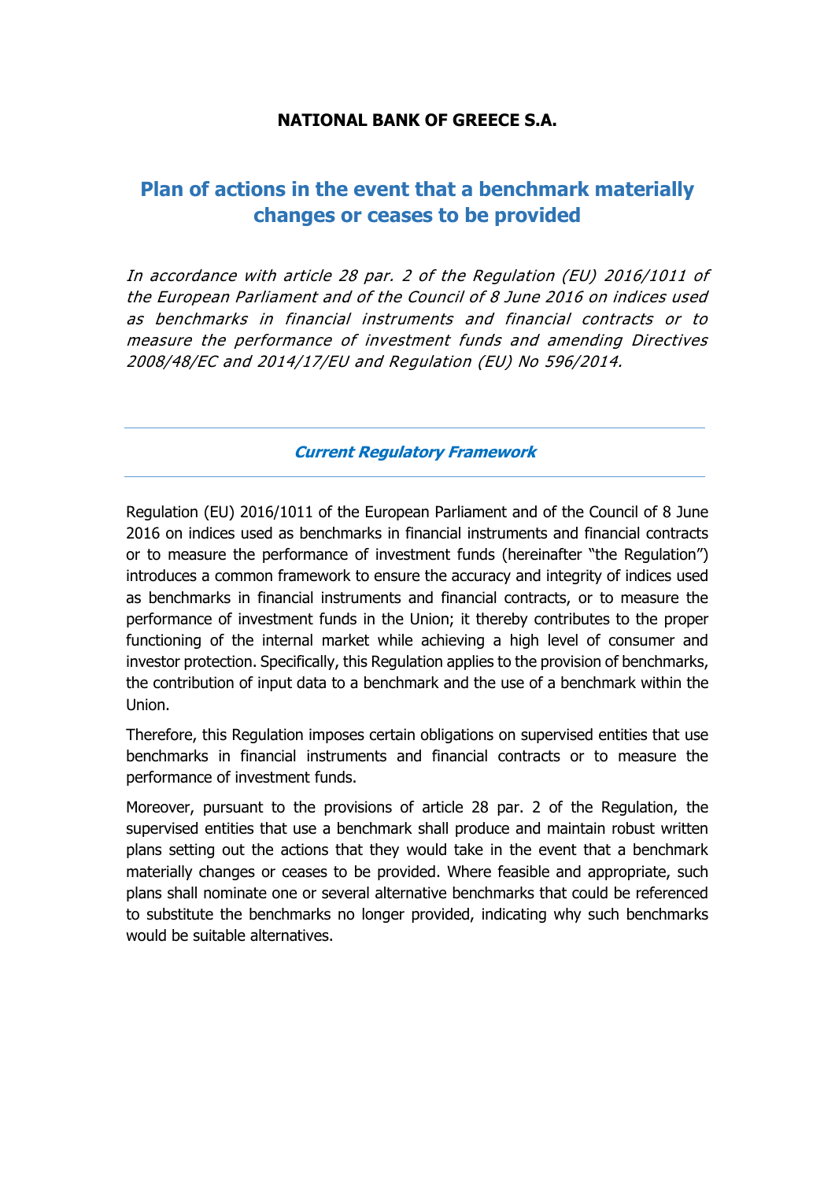**NATIONAL BANK OF GREECE S.A.**

# Plan of actions in the event that a benchmark materially changes or ceases to be provided

*In accordance with article 28 par. 2 of the Regulation (EU) 2016/1011 of the European Parliament and of the Council of 8 June 2016 on indices used as benchmarks in financial instruments and financial contracts or to measure the performance of investment funds and amending Directives 2008/48/EC and 2014/17/EU and Regulation (EU) No 596/2014.*

---

## *Current Regulatory Framework*

---

Regulation (EU) 2016/1011 of the European Parliament and of the Council of 8 June 2016 on indices used as benchmarks in financial instruments and financial contracts or to measure the performance of investment funds (hereinafter "the Regulation") introduces a common framework to ensure the accuracy and integrity of indices used as benchmarks in financial instruments and financial contracts, or to measure the performance of investment funds in the Union; it thereby contributes to the proper functioning of the internal market while achieving a high level of consumer and investor protection. Specifically, this Regulation applies to the provision of benchmarks, the contribution of input data to a benchmark and the use of a benchmark within the Union.

Therefore, this Regulation imposes certain obligations on supervised entities that use benchmarks in financial instruments and financial contracts or to measure the performance of investment funds.

Moreover, pursuant to the provisions of article 28 par. 2 of the Regulation, the supervised entities that use a benchmark shall produce and maintain robust written plans setting out the actions that they would take in the event that a benchmark materially changes or ceases to be provided. Where feasible and appropriate, such plans shall nominate one or several alternative benchmarks that could be referenced to substitute the benchmarks no longer provided, indicating why such benchmarks would be suitable alternatives.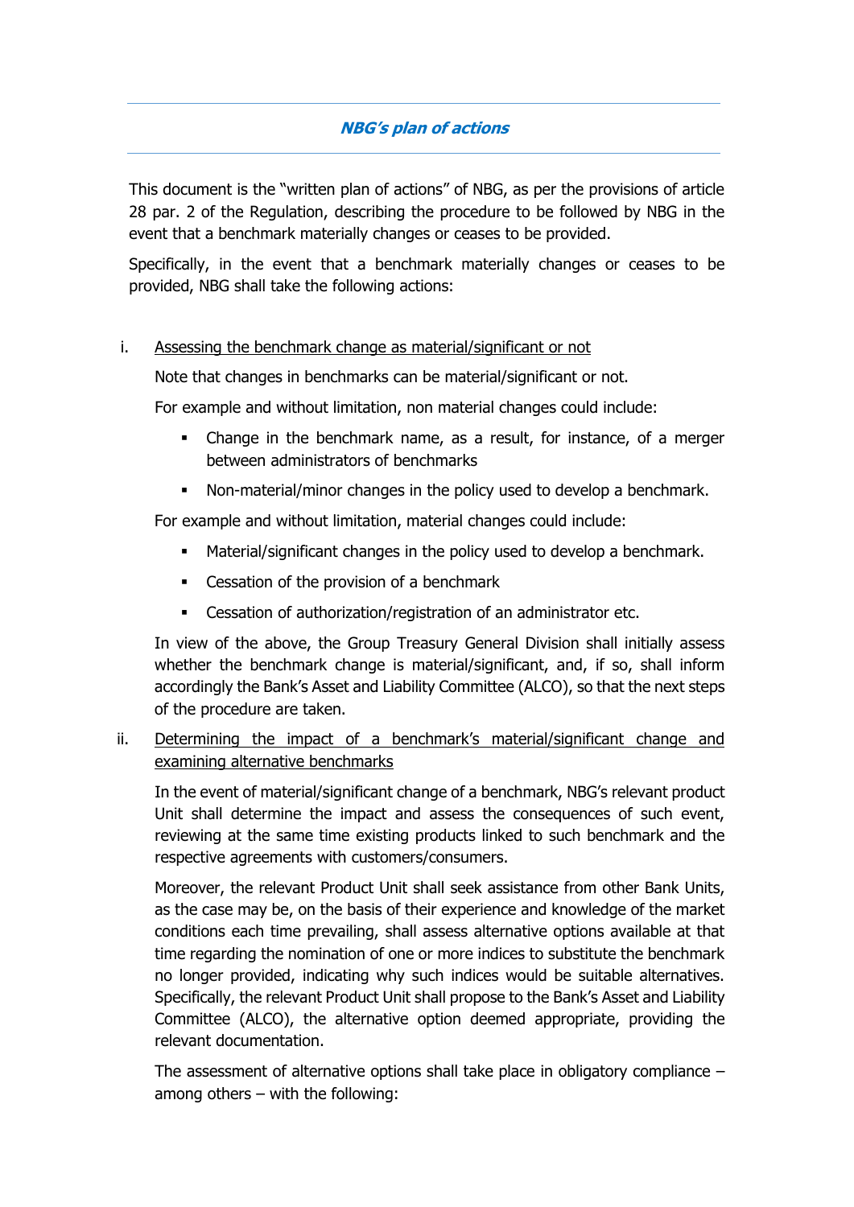## ***NBG's plan of actions***

This document is the "written plan of actions" of NBG, as per the provisions of article 28 par. 2 of the Regulation, describing the procedure to be followed by NBG in the event that a benchmark materially changes or ceases to be provided.

Specifically, in the event that a benchmark materially changes or ceases to be provided, NBG shall take the following actions:

i. <u>Assessing the benchmark change as material/significant or not</u>

   Note that changes in benchmarks can be material/significant or not.

   For example and without limitation, non material changes could include:

   - Change in the benchmark name, as a result, for instance, of a merger between administrators of benchmarks
   - Non-material/minor changes in the policy used to develop a benchmark.

   For example and without limitation, material changes could include:

   - Material/significant changes in the policy used to develop a benchmark.
   - Cessation of the provision of a benchmark
   - Cessation of authorization/registration of an administrator etc.

   In view of the above, the Group Treasury General Division shall initially assess whether the benchmark change is material/significant, and, if so, shall inform accordingly the Bank's Asset and Liability Committee (ALCO), so that the next steps of the procedure are taken.

ii. <u>Determining the impact of a benchmark's material/significant change and examining alternative benchmarks</u>

   In the event of material/significant change of a benchmark, NBG's relevant product Unit shall determine the impact and assess the consequences of such event, reviewing at the same time existing products linked to such benchmark and the respective agreements with customers/consumers.

   Moreover, the relevant Product Unit shall seek assistance from other Bank Units, as the case may be, on the basis of their experience and knowledge of the market conditions each time prevailing, shall assess alternative options available at that time regarding the nomination of one or more indices to substitute the benchmark no longer provided, indicating why such indices would be suitable alternatives. Specifically, the relevant Product Unit shall propose to the Bank's Asset and Liability Committee (ALCO), the alternative option deemed appropriate, providing the relevant documentation.

   The assessment of alternative options shall take place in obligatory compliance – among others – with the following: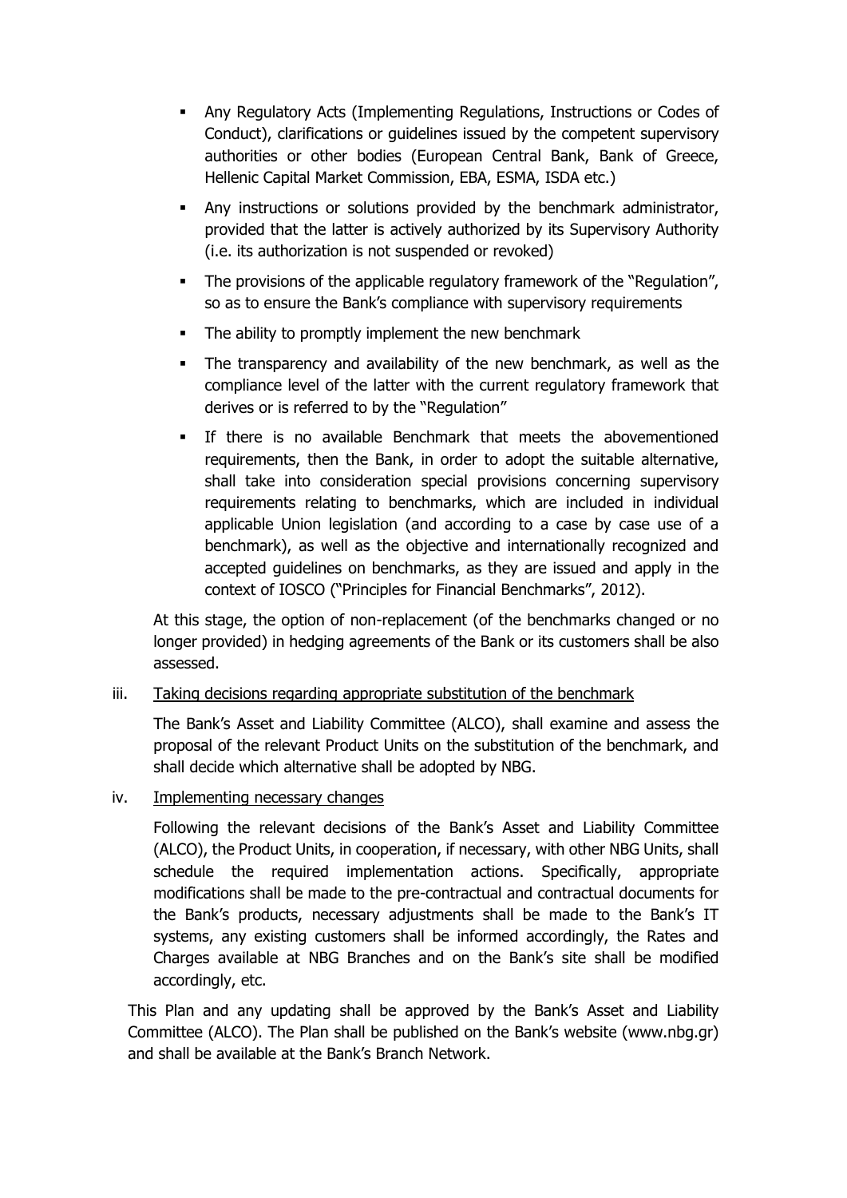- Any Regulatory Acts (Implementing Regulations, Instructions or Codes of Conduct), clarifications or guidelines issued by the competent supervisory authorities or other bodies (European Central Bank, Bank of Greece, Hellenic Capital Market Commission, EBA, ESMA, ISDA etc.)
- Any instructions or solutions provided by the benchmark administrator, provided that the latter is actively authorized by its Supervisory Authority (i.e. its authorization is not suspended or revoked)
- The provisions of the applicable regulatory framework of the "Regulation", so as to ensure the Bank's compliance with supervisory requirements
- The ability to promptly implement the new benchmark
- The transparency and availability of the new benchmark, as well as the compliance level of the latter with the current regulatory framework that derives or is referred to by the "Regulation"
- If there is no available Benchmark that meets the abovementioned requirements, then the Bank, in order to adopt the suitable alternative, shall take into consideration special provisions concerning supervisory requirements relating to benchmarks, which are included in individual applicable Union legislation (and according to a case by case use of a benchmark), as well as the objective and internationally recognized and accepted guidelines on benchmarks, as they are issued and apply in the context of IOSCO ("Principles for Financial Benchmarks", 2012).

At this stage, the option of non-replacement (of the benchmarks changed or no longer provided) in hedging agreements of the Bank or its customers shall be also assessed.

iii. <u>Taking decisions regarding appropriate substitution of the benchmark</u>

The Bank's Asset and Liability Committee (ALCO), shall examine and assess the proposal of the relevant Product Units on the substitution of the benchmark, and shall decide which alternative shall be adopted by NBG.

iv. <u>Implementing necessary changes</u>

Following the relevant decisions of the Bank's Asset and Liability Committee (ALCO), the Product Units, in cooperation, if necessary, with other NBG Units, shall schedule the required implementation actions. Specifically, appropriate modifications shall be made to the pre-contractual and contractual documents for the Bank's products, necessary adjustments shall be made to the Bank's IT systems, any existing customers shall be informed accordingly, the Rates and Charges available at NBG Branches and on the Bank's site shall be modified accordingly, etc.

This Plan and any updating shall be approved by the Bank's Asset and Liability Committee (ALCO). The Plan shall be published on the Bank's website (www.nbg.gr) and shall be available at the Bank's Branch Network.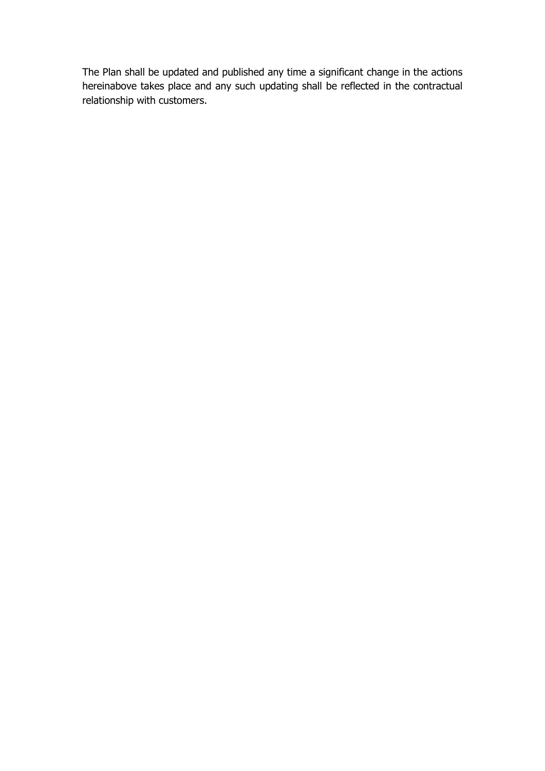The Plan shall be updated and published any time a significant change in the actions hereinabove takes place and any such updating shall be reflected in the contractual relationship with customers.